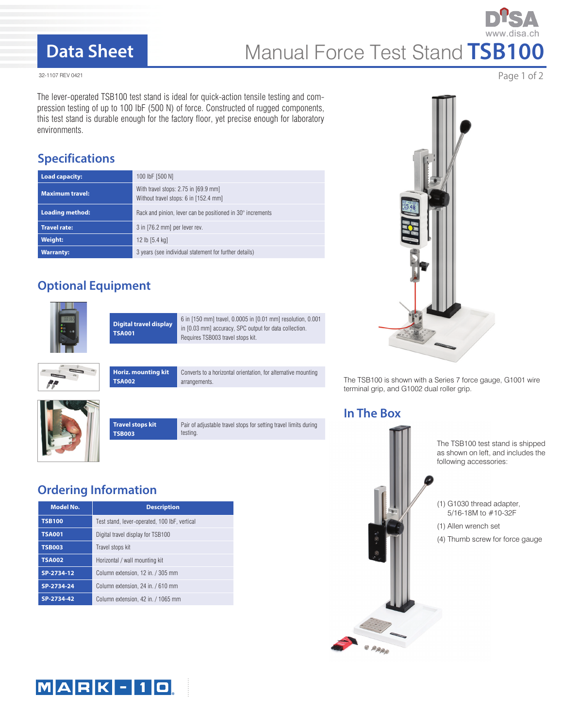# Data Sheet

# Manual Force Test Stand TSB100

32-1107 REV 0421

The lever-operated TSB100 test stand is ideal for quick-action tensile testing and compression testing of up to 100 lbF (500 N) of force. Constructed of rugged components, this test stand is durable enough for the factory floor, yet precise enough for laboratory environments.

## Specifications

| | |
|---|---|
| **Load capacity:** | 100 lbF [500 N] |
| **Maximum travel:** | With travel stops: 2.75 in [69.9 mm]<br>Without travel stops: 6 in [152.4 mm] |
| **Loading method:** | Rack and pinion, lever can be positioned in 30° increments |
| **Travel rate:** | 3 in [76.2 mm] per lever rev. |
| **Weight:** | 12 lb [5.4 kg] |
| **Warranty:** | 3 years (see individual statement for further details) |

## Optional Equipment

| | |
|---|---|
| **Digital travel display**<br>**TSA001** | 6 in [150 mm] travel, 0.0005 in [0.01 mm] resolution, 0.001 in [0.03 mm] accuracy, SPC output for data collection. Requires TSB003 travel stops kit. |
| **Horiz. mounting kit**<br>**TSA002** | Converts to a horizontal orientation, for alternative mounting arrangements. |
| **Travel stops kit**<br>**TSB003** | Pair of adjustable travel stops for setting travel limits during testing. |

## Ordering Information

| Model No. | Description |
|---|---|
| **TSB100** | Test stand, lever-operated, 100 lbF, vertical |
| **TSA001** | Digital travel display for TSB100 |
| **TSB003** | Travel stops kit |
| **TSA002** | Horizontal / wall mounting kit |
| **SP-2734-12** | Column extension, 12 in. / 305 mm |
| **SP-2734-24** | Column extension, 24 in. / 610 mm |
| **SP-2734-42** | Column extension, 42 in. / 1065 mm |

The TSB100 is shown with a Series 7 force gauge, G1001 wire terminal grip, and G1002 dual roller grip.

## In The Box

The TSB100 test stand is shipped as shown on left, and includes the following accessories:

(1) G1030 thread adapter, 5/16-18M to #10-32F

(1) Allen wrench set

(4) Thumb screw for force gauge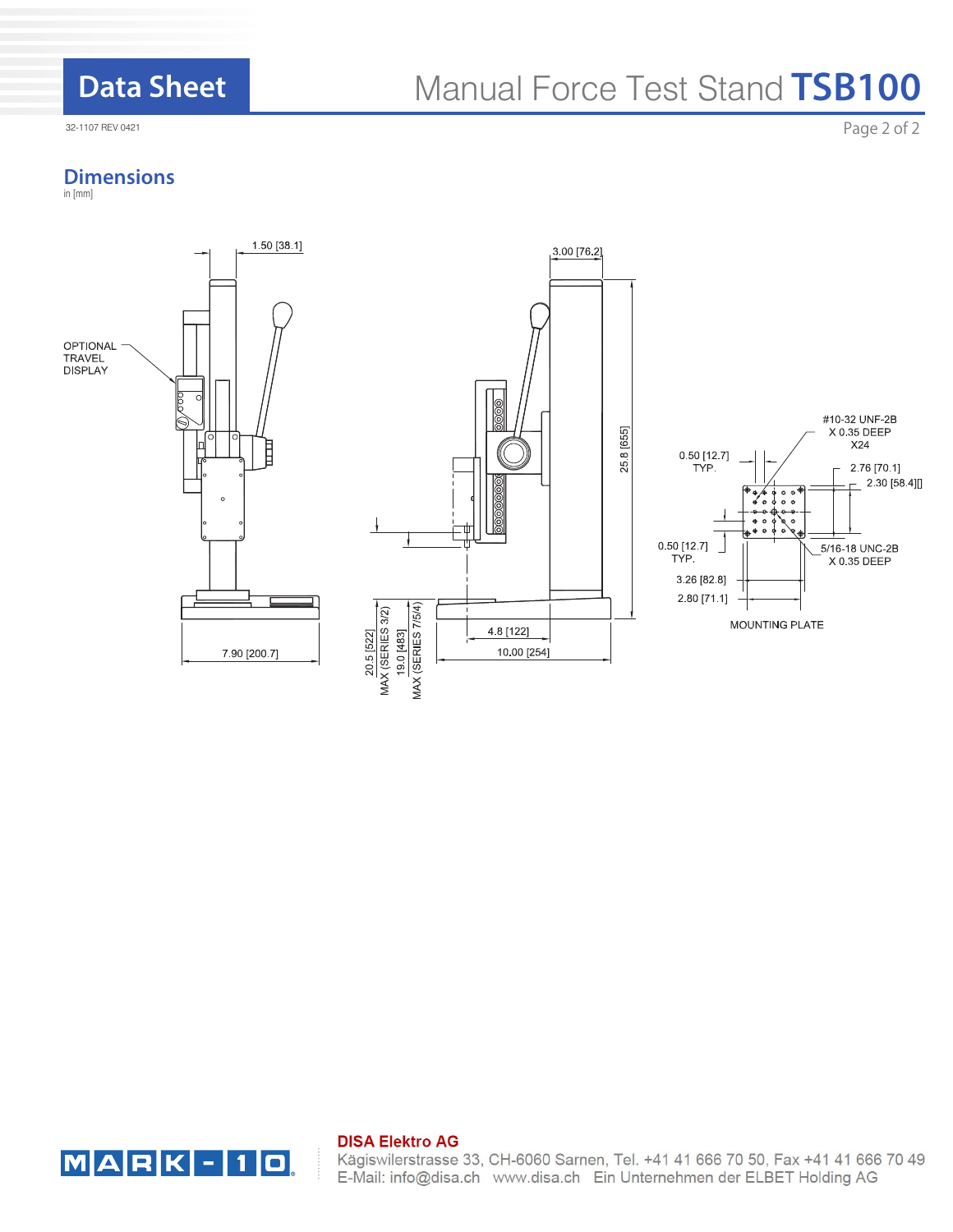## Dimensions

in [mm]

OPTIONAL TRAVEL DISPLAY

1.50 [38.1]

7.90 [200.7]

3.00 [76.2]

25.8 [655]

20.5 [522] MAX (SERIES 3/2)

19.0 [483] MAX (SERIES 7/5/4)

4.8 [122]

10.00 [254]

#10-32 UNF-2B X 0.35 DEEP X24

0.50 [12.7] TYP.

2.76 [70.1]

2.30 [58.4][]

0.50 [12.7] TYP.

5/16-18 UNC-2B X 0.35 DEEP

3.26 [82.8]

2.80 [71.1]

MOUNTING PLATE

**DISA Elektro AG**

Kägiswilerstrasse 33, CH-6060 Sarnen, Tel. +41 41 666 70 50, Fax +41 41 666 70 49

E-Mail: info@disa.ch www.disa.ch Ein Unternehmen der ELBET Holding AG